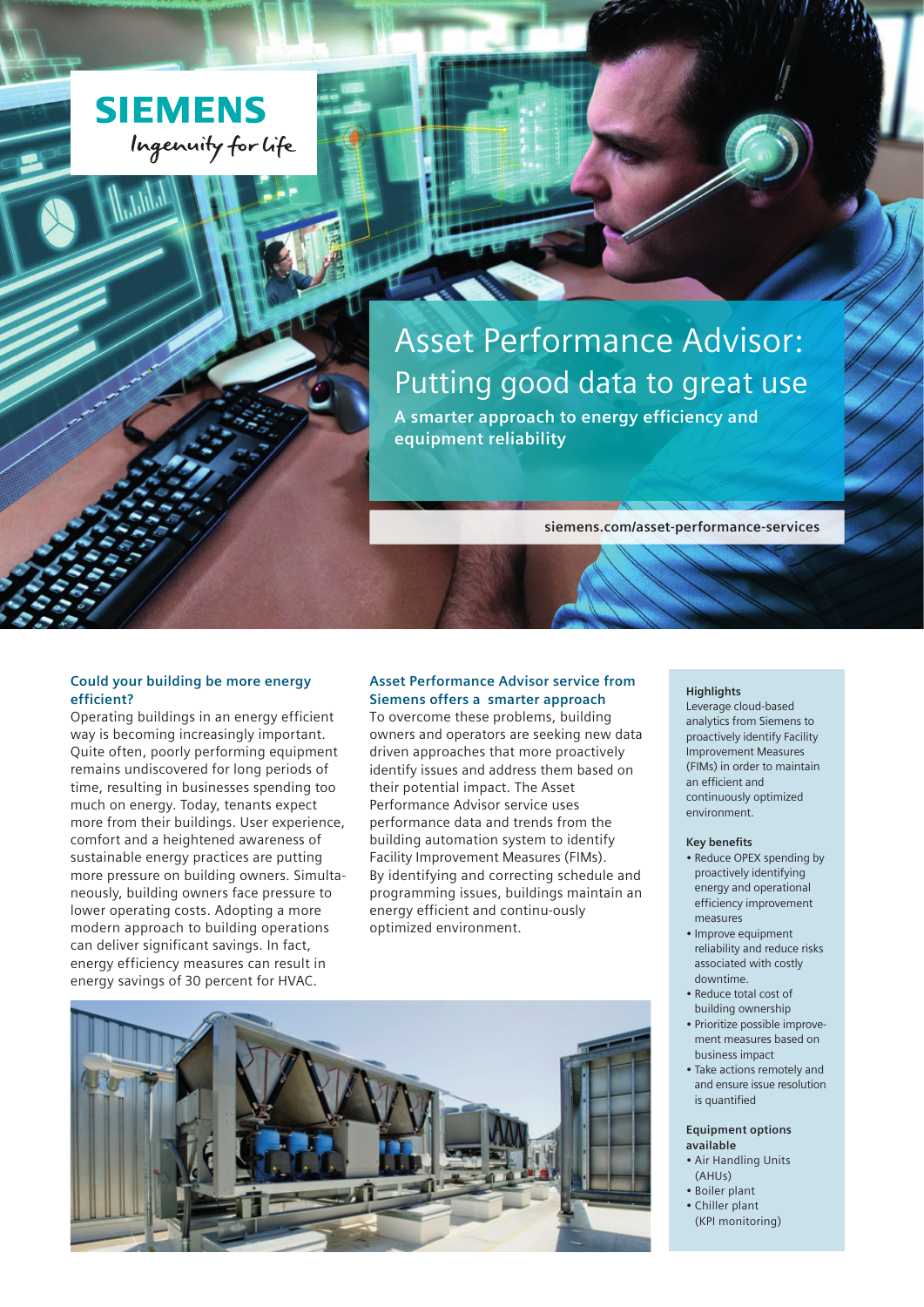SIEMENS

Ingenuity for life

# Asset Performance Advisor: Putting good data to great use

**A smarter approach to energy efficiency and equipment reliability**

siemens.com/asset-performance-services

## Could your building be more energy efficient?

Operating buildings in an energy efficient way is becoming increasingly important. Quite often, poorly performing equipment remains undiscovered for long periods of time, resulting in businesses spending too much on energy. Today, tenants expect more from their buildings. User experience, comfort and a heightened awareness of sustainable energy practices are putting more pressure on building owners. Simultaneously, building owners face pressure to lower operating costs. Adopting a more modern approach to building operations can deliver significant savings. In fact, energy efficiency measures can result in energy savings of 30 percent for HVAC.

## Asset Performance Advisor service from Siemens offers a smarter approach

To overcome these problems, building owners and operators are seeking new data driven approaches that more proactively identify issues and address them based on their potential impact. The Asset Performance Advisor service uses performance data and trends from the building automation system to identify Facility Improvement Measures (FIMs). By identifying and correcting schedule and programming issues, buildings maintain an energy efficient and continu-ously optimized environment.

### Highlights

Leverage cloud-based analytics from Siemens to proactively identify Facility Improvement Measures (FIMs) in order to maintain an efficient and continuously optimized environment.

### Key benefits

- Reduce OPEX spending by proactively identifying energy and operational efficiency improvement measures
- Improve equipment reliability and reduce risks associated with costly downtime.
- Reduce total cost of building ownership
- Prioritize possible improvement measures based on business impact
- Take actions remotely and and ensure issue resolution is quantified

### Equipment options available

- Air Handling Units (AHUs)
- Boiler plant
- Chiller plant (KPI monitoring)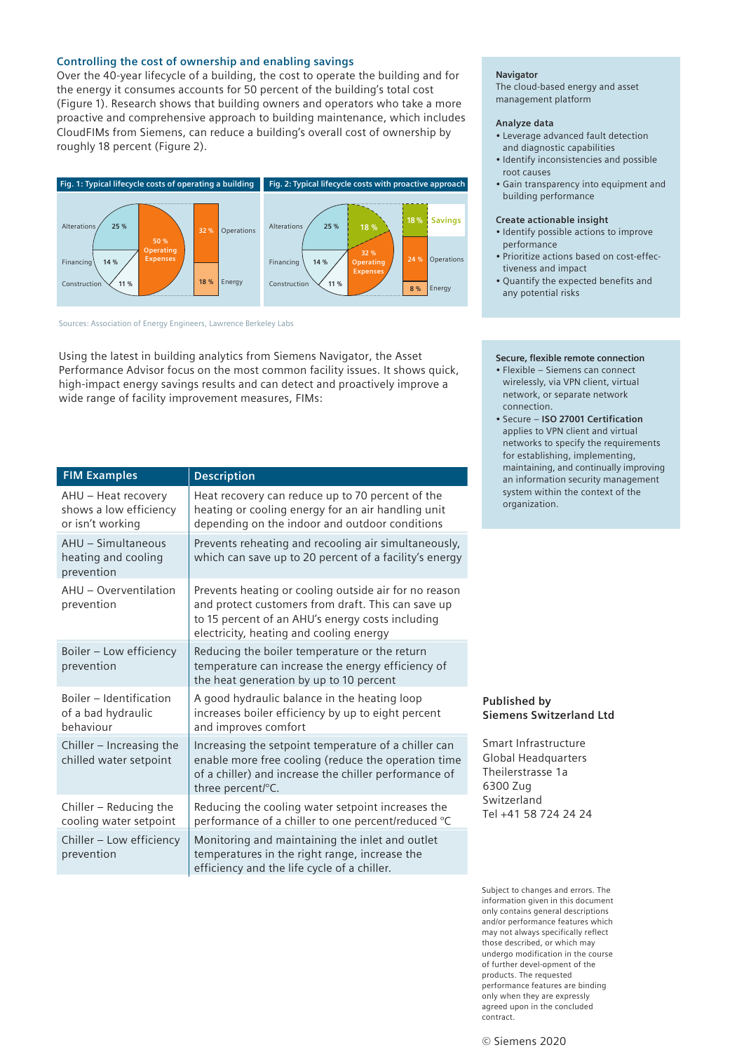## Controlling the cost of ownership and enabling savings

Over the 40-year lifecycle of a building, the cost to operate the building and for the energy it consumes accounts for 50 percent of the building's total cost (Figure 1). Research shows that building owners and operators who take a more proactive and comprehensive approach to building maintenance, which includes CloudFIMs from Siemens, can reduce a building's overall cost of ownership by roughly 18 percent (Figure 2).

**Fig. 1: Typical lifecycle costs of operating a building**

Alterations 25 %
Financing 14 %
Construction 11 %
50 % Operating Expenses
32 % Operations
18 % Energy

**Fig. 2: Typical lifecycle costs with proactive approach**

Alterations 25 %
Financing 14 %
Construction 11 %
18 %
32 % Operating Expenses
18 % Savings
24 % Operations
8 % Energy

Sources: Association of Energy Engineers, Lawrence Berkeley Labs

Using the latest in building analytics from Siemens Navigator, the Asset Performance Advisor focus on the most common facility issues. It shows quick, high-impact energy savings results and can detect and proactively improve a wide range of facility improvement measures, FIMs:

| FIM Examples | Description |
|---|---|
| AHU – Heat recovery shows a low efficiency or isn't working | Heat recovery can reduce up to 70 percent of the heating or cooling energy for an air handling unit depending on the indoor and outdoor conditions |
| AHU – Simultaneous heating and cooling prevention | Prevents reheating and recooling air simultaneously, which can save up to 20 percent of a facility's energy |
| AHU – Overventilation prevention | Prevents heating or cooling outside air for no reason and protect customers from draft. This can save up to 15 percent of an AHU's energy costs including electricity, heating and cooling energy |
| Boiler – Low efficiency prevention | Reducing the boiler temperature or the return temperature can increase the energy efficiency of the heat generation by up to 10 percent |
| Boiler – Identification of a bad hydraulic behaviour | A good hydraulic balance in the heating loop increases boiler efficiency by up to eight percent and improves comfort |
| Chiller – Increasing the chilled water setpoint | Increasing the setpoint temperature of a chiller can enable more free cooling (reduce the operation time of a chiller) and increase the chiller performance of three percent/°C. |
| Chiller – Reducing the cooling water setpoint | Reducing the cooling water setpoint increases the performance of a chiller to one percent/reduced °C |
| Chiller – Low efficiency prevention | Monitoring and maintaining the inlet and outlet temperatures in the right range, increase the efficiency and the life cycle of a chiller. |

**Navigator**
The cloud-based energy and asset management platform

**Analyze data**
- Leverage advanced fault detection and diagnostic capabilities
- Identify inconsistencies and possible root causes
- Gain transparency into equipment and building performance

**Create actionable insight**
- Identify possible actions to improve performance
- Prioritize actions based on cost-effectiveness and impact
- Quantify the expected benefits and any potential risks

**Secure, flexible remote connection**
- Flexible – Siemens can connect wirelessly, via VPN client, virtual network, or separate network connection.
- Secure – **ISO 27001 Certification** applies to VPN client and virtual networks to specify the requirements for establishing, implementing, maintaining, and continually improving an information security management system within the context of the organization.

**Published by**
**Siemens Switzerland Ltd**

Smart Infrastructure
Global Headquarters
Theilerstrasse 1a
6300 Zug
Switzerland
Tel +41 58 724 24 24

Subject to changes and errors. The information given in this document only contains general descriptions and/or performance features which may not always specifically reflect those described, or which may undergo modification in the course of further devel-opment of the products. The requested performance features are binding only when they are expressly agreed upon in the concluded contract.

© Siemens 2020